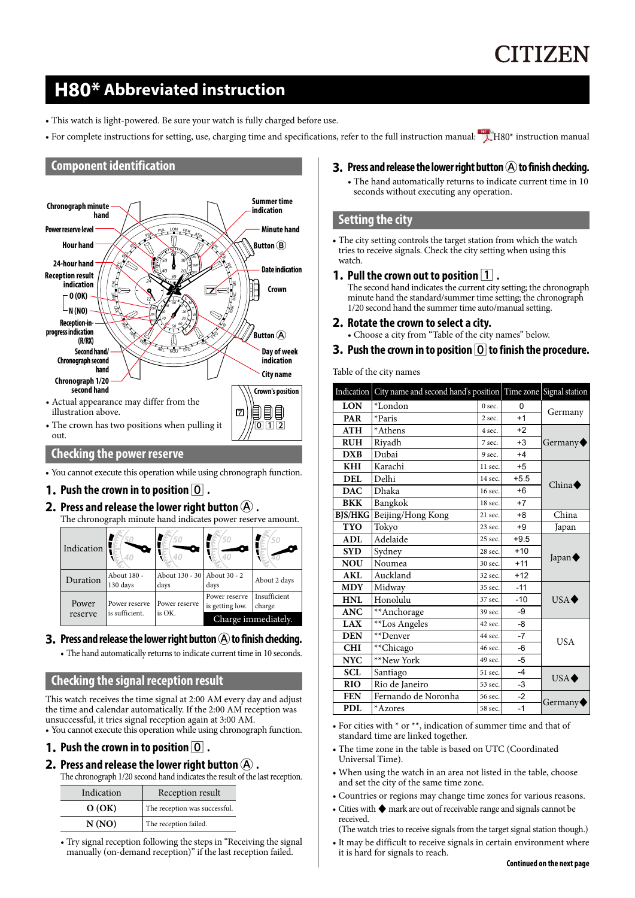CITIZEN

# H80* Abbreviated instruction

- This watch is light-powered. Be sure your watch is fully charged before use.
- For complete instructions for setting, use, charging time and specifications, refer to the full instruction manual: H80* instruction manual

## Component identification

Chronograph minute hand
Power reserve level
Hour hand
24-hour hand
Reception result indication
0 (OK)
N (NO)
Reception-in-progress indication (R/RX)
Second hand/ Chronograph second hand
Chronograph 1/20 second hand
Summer time indication
Minute hand
Button Ⓑ
Date indication
Crown
Button Ⓐ
Day of week indication
City name

Crown's position
0 1 2

- Actual appearance may differ from the illustration above.
- The crown has two positions when pulling it out.

## Checking the power reserve

- You cannot execute this operation while using chronograph function.

**1. Push the crown in to position 0 .**

**2. Press and release the lower right button Ⓐ .**

The chronograph minute hand indicates power reserve amount.

| Indication | | | | |
|---|---|---|---|---|
| Duration | About 180 - 130 days | About 130 - 30 days | About 30 - 2 days | About 2 days |
| Power reserve | Power reserve is sufficient. | Power reserve is OK. | Power reserve is getting low. | Insufficient charge |
| | | | Charge immediately. | |

**3. Press and release the lower right button Ⓐ to finish checking.**

- The hand automatically returns to indicate current time in 10 seconds.

## Checking the signal reception result

This watch receives the time signal at 2:00 AM every day and adjust the time and calendar automatically. If the 2:00 AM reception was unsuccessful, it tries signal reception again at 3:00 AM.

- You cannot execute this operation while using chronograph function.

**1. Push the crown in to position 0 .**

**2. Press and release the lower right button Ⓐ .**

The chronograph 1/20 second hand indicates the result of the last reception.

| Indication | Reception result |
|---|---|
| O (OK) | The reception was successful. |
| N (NO) | The reception failed. |

- Try signal reception following the steps in "Receiving the signal manually (on-demand reception)" if the last reception failed.

**3. Press and release the lower right button Ⓐ to finish checking.**

- The hand automatically returns to indicate current time in 10 seconds without executing any operation.

## Setting the city

- The city setting controls the target station from which the watch tries to receive signals. Check the city setting when using this watch.

**1. Pull the crown out to position 1 .**

The second hand indicates the current city setting; the chronograph minute hand the standard/summer time setting; the chronograph 1/20 second hand the summer time auto/manual setting.

**2. Rotate the crown to select a city.**

- Choose a city from "Table of the city names" below.

**3. Push the crown in to position 0 to finish the procedure.**

Table of the city names

| Indication | City name and second hand's position | | Time zone | Signal station |
|---|---|---|---|---|
| LON | *London | 0 sec. | 0 | Germany |
| PAR | *Paris | 2 sec. | +1 | |
| ATH | *Athens | 4 sec. | +2 | Germany◆ |
| RUH | Riyadh | 7 sec. | +3 | |
| DXB | Dubai | 9 sec. | +4 | |
| KHI | Karachi | 11 sec. | +5 | China◆ |
| DEL | Delhi | 14 sec. | +5.5 | |
| DAC | Dhaka | 16 sec. | +6 | |
| BKK | Bangkok | 18 sec. | +7 | |
| BJS/HKG | Beijing/Hong Kong | 21 sec. | +8 | China |
| TYO | Tokyo | 23 sec. | +9 | Japan |
| ADL | Adelaide | 25 sec. | +9.5 | Japan◆ |
| SYD | Sydney | 28 sec. | +10 | |
| NOU | Noumea | 30 sec. | +11 | |
| AKL | Auckland | 32 sec. | +12 | |
| MDY | Midway | 35 sec. | -11 | USA◆ |
| HNL | Honolulu | 37 sec. | -10 | |
| ANC | **Anchorage | 39 sec. | -9 | |
| LAX | **Los Angeles | 42 sec. | -8 | USA |
| DEN | **Denver | 44 sec. | -7 | |
| CHI | **Chicago | 46 sec. | -6 | |
| NYC | **New York | 49 sec. | -5 | |
| SCL | Santiago | 51 sec. | -4 | USA◆ |
| RIO | Rio de Janeiro | 53 sec. | -3 | |
| FEN | Fernando de Noronha | 56 sec. | -2 | Germany◆ |
| PDL | *Azores | 58 sec. | -1 | |

- For cities with * or **, indication of summer time and that of standard time are linked together.
- The time zone in the table is based on UTC (Coordinated Universal Time).
- When using the watch in an area not listed in the table, choose and set the city of the same time zone.
- Countries or regions may change time zones for various reasons.
- Cities with ◆ mark are out of receivable range and signals cannot be received.
  (The watch tries to receive signals from the target signal station though.)
- It may be difficult to receive signals in certain environment where it is hard for signals to reach.

**Continued on the next page**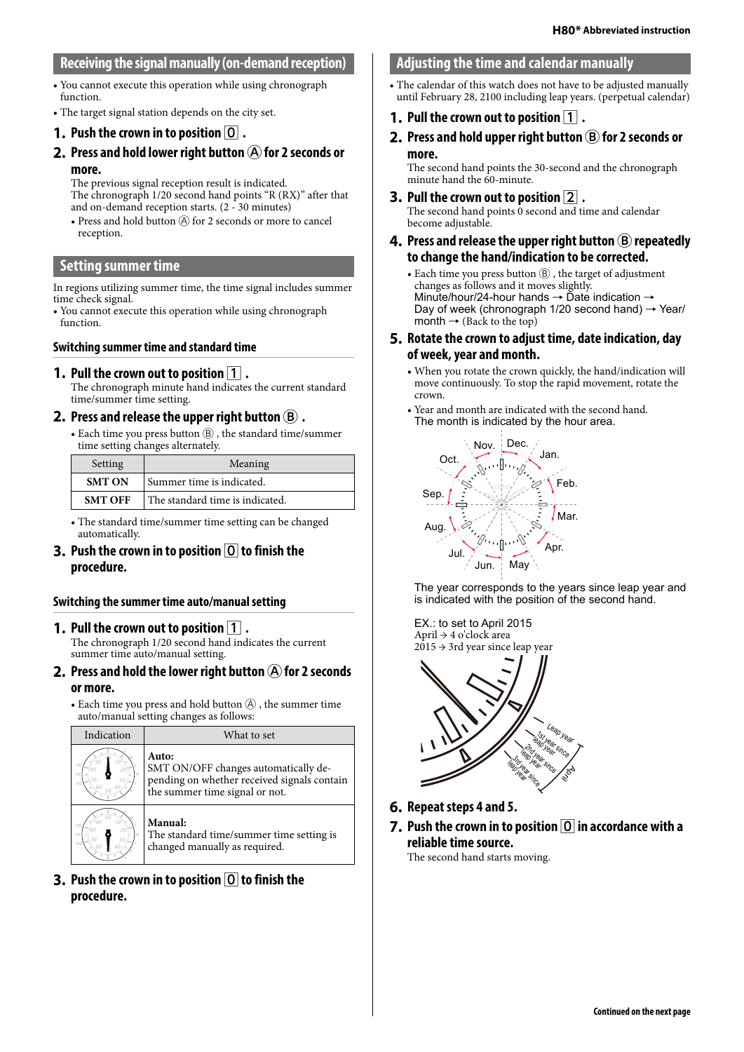## Receiving the signal manually (on-demand reception)

- You cannot execute this operation while using chronograph function.
- The target signal station depends on the city set.

**1. Push the crown in to position [0] .**

**2. Press and hold lower right button Ⓐ for 2 seconds or more.**

The previous signal reception result is indicated.
The chronograph 1/20 second hand points “R (RX)” after that and on-demand reception starts. (2 - 30 minutes)

- Press and hold button Ⓐ for 2 seconds or more to cancel reception.

## Setting summer time

In regions utilizing summer time, the time signal includes summer time check signal.

- You cannot execute this operation while using chronograph function.

### Switching summer time and standard time

**1. Pull the crown out to position [1] .**

The chronograph minute hand indicates the current standard time/summer time setting.

**2. Press and release the upper right button Ⓑ .**

- Each time you press button Ⓑ , the standard time/summer time setting changes alternately.

| Setting | Meaning |
|---|---|
| **SMT ON** | Summer time is indicated. |
| **SMT OFF** | The standard time is indicated. |

- The standard time/summer time setting can be changed automatically.

**3. Push the crown in to position [0] to finish the procedure.**

### Switching the summer time auto/manual setting

**1. Pull the crown out to position [1] .**

The chronograph 1/20 second hand indicates the current summer time auto/manual setting.

**2. Press and hold the lower right button Ⓐ for 2 seconds or more.**

- Each time you press and hold button Ⓐ , the summer time auto/manual setting changes as follows:

| Indication | What to set |
|---|---|
| | **Auto:** SMT ON/OFF changes automatically depending on whether received signals contain the summer time signal or not. |
| | **Manual:** The standard time/summer time setting is changed manually as required. |

**3. Push the crown in to position [0] to finish the procedure.**

## Adjusting the time and calendar manually

- The calendar of this watch does not have to be adjusted manually until February 28, 2100 including leap years. (perpetual calendar)

**1. Pull the crown out to position [1] .**

**2. Press and hold upper right button Ⓑ for 2 seconds or more.**

The second hand points the 30-second and the chronograph minute hand the 60-minute.

**3. Pull the crown out to position [2] .**

The second hand points 0 second and time and calendar become adjustable.

**4. Press and release the upper right button Ⓑ repeatedly to change the hand/indication to be corrected.**

- Each time you press button Ⓑ , the target of adjustment changes as follows and it moves slightly.
  Minute/hour/24-hour hands → Date indication → Day of week (chronograph 1/20 second hand) → Year/month → (Back to the top)

**5. Rotate the crown to adjust time, date indication, day of week, year and month.**

- When you rotate the crown quickly, the hand/indication will move continuously. To stop the rapid movement, rotate the crown.
- Year and month are indicated with the second hand.
  The month is indicated by the hour area.

Jan. Feb. Mar. Apr. May Jun. Jul. Aug. Sep. Oct. Nov. Dec.

The year corresponds to the years since leap year and is indicated with the position of the second hand.

EX.: to set to April 2015
April → 4 o'clock area
2015 → 3rd year since leap year

Leap year / 1st year since leap year / 2nd year since leap year / 3rd year since leap year / April

**6. Repeat steps 4 and 5.**

**7. Push the crown in to position [0] in accordance with a reliable time source.**

The second hand starts moving.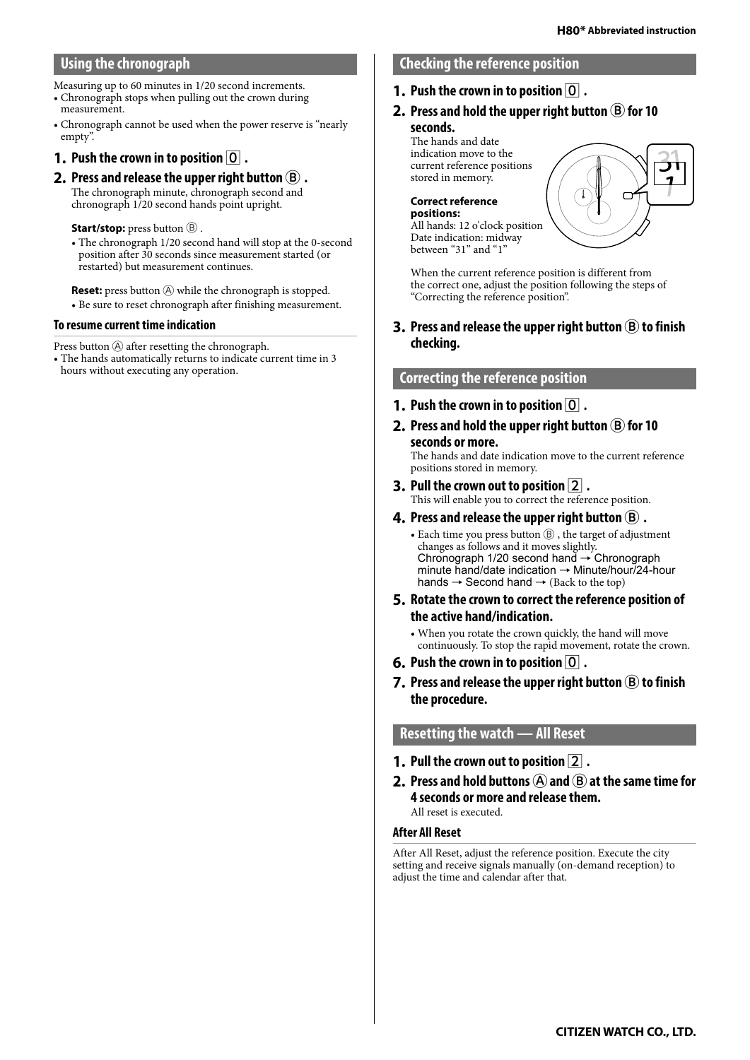## Using the chronograph

Measuring up to 60 minutes in 1/20 second increments.

- Chronograph stops when pulling out the crown during measurement.
- Chronograph cannot be used when the power reserve is "nearly empty".

**1. Push the crown in to position [0] .**

**2. Press and release the upper right button Ⓑ .**

The chronograph minute, chronograph second and chronograph 1/20 second hands point upright.

**Start/stop:** press button Ⓑ .

- The chronograph 1/20 second hand will stop at the 0-second position after 30 seconds since measurement started (or restarted) but measurement continues.

**Reset:** press button Ⓐ while the chronograph is stopped.

- Be sure to reset chronograph after finishing measurement.

### To resume current time indication

Press button Ⓐ after resetting the chronograph.

- The hands automatically returns to indicate current time in 3 hours without executing any operation.

## Checking the reference position

**1. Push the crown in to position [0] .**

**2. Press and hold the upper right button Ⓑ for 10 seconds.**

The hands and date indication move to the current reference positions stored in memory.

**Correct reference positions:**
All hands: 12 o'clock position
Date indication: midway between "31" and "1"

When the current reference position is different from the correct one, adjust the position following the steps of "Correcting the reference position".

**3. Press and release the upper right button Ⓑ to finish checking.**

## Correcting the reference position

**1. Push the crown in to position [0] .**

**2. Press and hold the upper right button Ⓑ for 10 seconds or more.**

The hands and date indication move to the current reference positions stored in memory.

**3. Pull the crown out to position [2] .**

This will enable you to correct the reference position.

**4. Press and release the upper right button Ⓑ .**

- Each time you press button Ⓑ , the target of adjustment changes as follows and it moves slightly.
  Chronograph 1/20 second hand → Chronograph minute hand/date indication → Minute/hour/24-hour hands → Second hand → (Back to the top)

**5. Rotate the crown to correct the reference position of the active hand/indication.**

- When you rotate the crown quickly, the hand will move continuously. To stop the rapid movement, rotate the crown.

**6. Push the crown in to position [0] .**

**7. Press and release the upper right button Ⓑ to finish the procedure.**

## Resetting the watch — All Reset

**1. Pull the crown out to position [2] .**

**2. Press and hold buttons Ⓐ and Ⓑ at the same time for 4 seconds or more and release them.**

All reset is executed.

### After All Reset

After All Reset, adjust the reference position. Execute the city setting and receive signals manually (on-demand reception) to adjust the time and calendar after that.